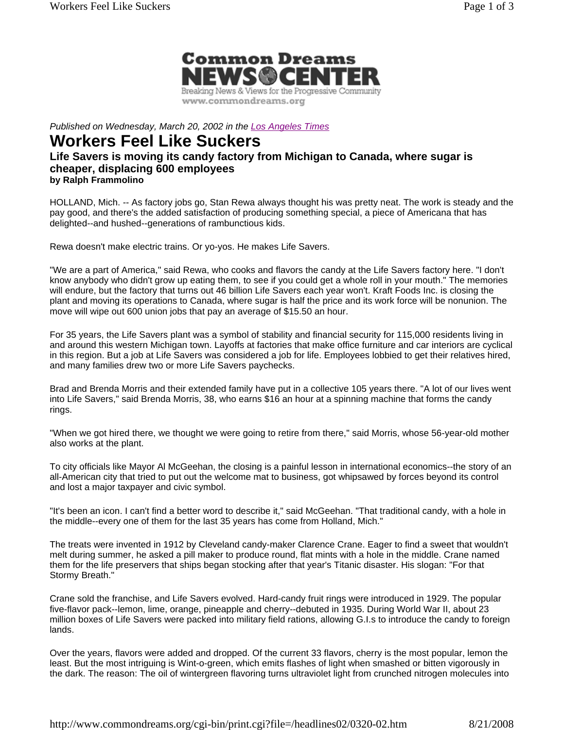Common Dreams NEWS CENTER
Breaking News & Views for the Progressive Community
www.commondreams.org

*Published on Wednesday, March 20, 2002 in the Los Angeles Times*

# Workers Feel Like Suckers

### Life Savers is moving its candy factory from Michigan to Canada, where sugar is cheaper, displacing 600 employees

**by Ralph Frammolino**

HOLLAND, Mich. -- As factory jobs go, Stan Rewa always thought his was pretty neat. The work is steady and the pay good, and there's the added satisfaction of producing something special, a piece of Americana that has delighted--and hushed--generations of rambunctious kids.

Rewa doesn't make electric trains. Or yo-yos. He makes Life Savers.

"We are a part of America," said Rewa, who cooks and flavors the candy at the Life Savers factory here. "I don't know anybody who didn't grow up eating them, to see if you could get a whole roll in your mouth." The memories will endure, but the factory that turns out 46 billion Life Savers each year won't. Kraft Foods Inc. is closing the plant and moving its operations to Canada, where sugar is half the price and its work force will be nonunion. The move will wipe out 600 union jobs that pay an average of $15.50 an hour.

For 35 years, the Life Savers plant was a symbol of stability and financial security for 115,000 residents living in and around this western Michigan town. Layoffs at factories that make office furniture and car interiors are cyclical in this region. But a job at Life Savers was considered a job for life. Employees lobbied to get their relatives hired, and many families drew two or more Life Savers paychecks.

Brad and Brenda Morris and their extended family have put in a collective 105 years there. "A lot of our lives went into Life Savers," said Brenda Morris, 38, who earns $16 an hour at a spinning machine that forms the candy rings.

"When we got hired there, we thought we were going to retire from there," said Morris, whose 56-year-old mother also works at the plant.

To city officials like Mayor Al McGeehan, the closing is a painful lesson in international economics--the story of an all-American city that tried to put out the welcome mat to business, got whipsawed by forces beyond its control and lost a major taxpayer and civic symbol.

"It's been an icon. I can't find a better word to describe it," said McGeehan. "That traditional candy, with a hole in the middle--every one of them for the last 35 years has come from Holland, Mich."

The treats were invented in 1912 by Cleveland candy-maker Clarence Crane. Eager to find a sweet that wouldn't melt during summer, he asked a pill maker to produce round, flat mints with a hole in the middle. Crane named them for the life preservers that ships began stocking after that year's Titanic disaster. His slogan: "For that Stormy Breath."

Crane sold the franchise, and Life Savers evolved. Hard-candy fruit rings were introduced in 1929. The popular five-flavor pack--lemon, lime, orange, pineapple and cherry--debuted in 1935. During World War II, about 23 million boxes of Life Savers were packed into military field rations, allowing G.I.s to introduce the candy to foreign lands.

Over the years, flavors were added and dropped. Of the current 33 flavors, cherry is the most popular, lemon the least. But the most intriguing is Wint-o-green, which emits flashes of light when smashed or bitten vigorously in the dark. The reason: The oil of wintergreen flavoring turns ultraviolet light from crunched nitrogen molecules into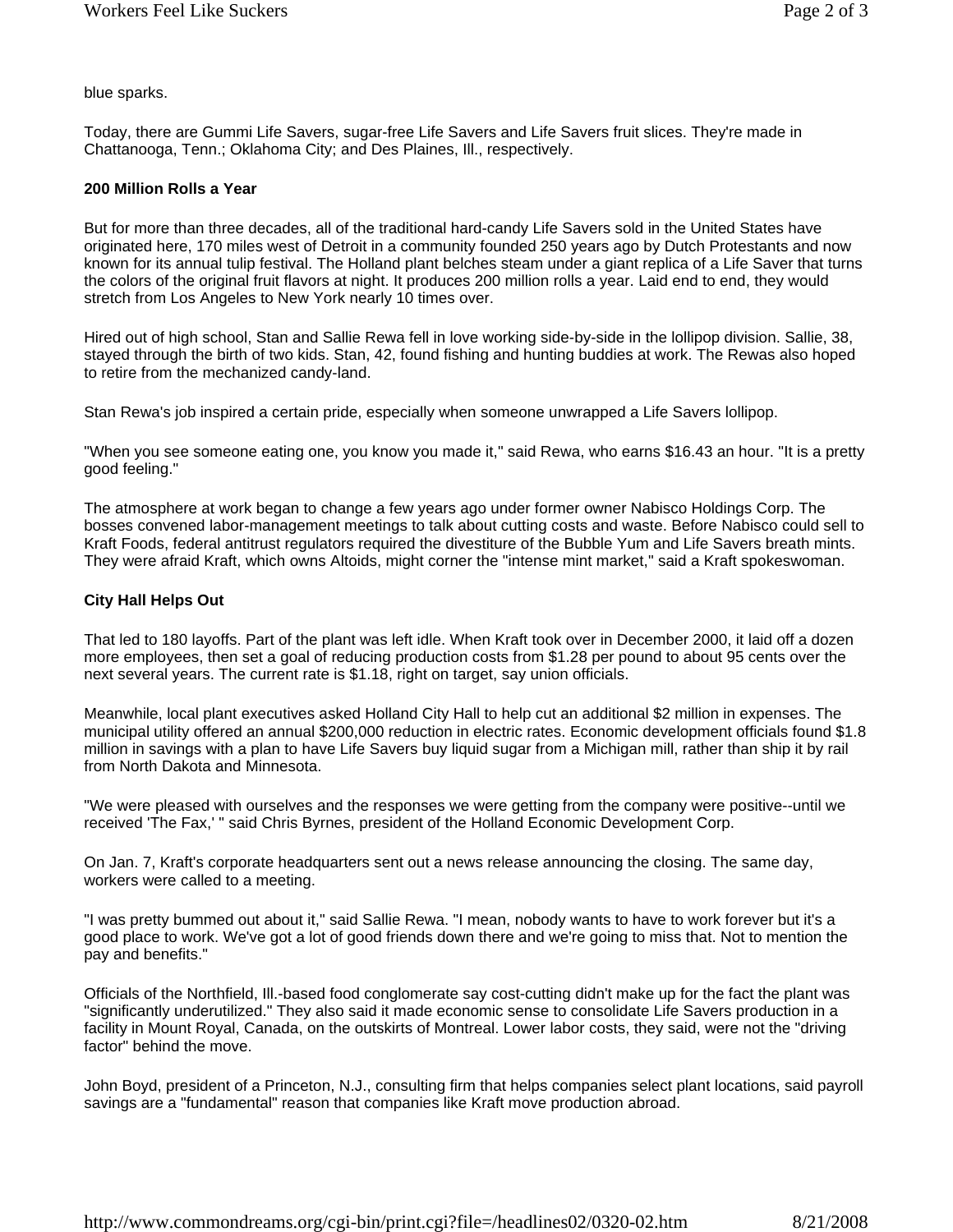blue sparks.

Today, there are Gummi Life Savers, sugar-free Life Savers and Life Savers fruit slices. They're made in Chattanooga, Tenn.; Oklahoma City; and Des Plaines, Ill., respectively.

**200 Million Rolls a Year**

But for more than three decades, all of the traditional hard-candy Life Savers sold in the United States have originated here, 170 miles west of Detroit in a community founded 250 years ago by Dutch Protestants and now known for its annual tulip festival. The Holland plant belches steam under a giant replica of a Life Saver that turns the colors of the original fruit flavors at night. It produces 200 million rolls a year. Laid end to end, they would stretch from Los Angeles to New York nearly 10 times over.

Hired out of high school, Stan and Sallie Rewa fell in love working side-by-side in the lollipop division. Sallie, 38, stayed through the birth of two kids. Stan, 42, found fishing and hunting buddies at work. The Rewas also hoped to retire from the mechanized candy-land.

Stan Rewa's job inspired a certain pride, especially when someone unwrapped a Life Savers lollipop.

"When you see someone eating one, you know you made it," said Rewa, who earns $16.43 an hour. "It is a pretty good feeling."

The atmosphere at work began to change a few years ago under former owner Nabisco Holdings Corp. The bosses convened labor-management meetings to talk about cutting costs and waste. Before Nabisco could sell to Kraft Foods, federal antitrust regulators required the divestiture of the Bubble Yum and Life Savers breath mints. They were afraid Kraft, which owns Altoids, might corner the "intense mint market," said a Kraft spokeswoman.

**City Hall Helps Out**

That led to 180 layoffs. Part of the plant was left idle. When Kraft took over in December 2000, it laid off a dozen more employees, then set a goal of reducing production costs from $1.28 per pound to about 95 cents over the next several years. The current rate is $1.18, right on target, say union officials.

Meanwhile, local plant executives asked Holland City Hall to help cut an additional $2 million in expenses. The municipal utility offered an annual $200,000 reduction in electric rates. Economic development officials found $1.8 million in savings with a plan to have Life Savers buy liquid sugar from a Michigan mill, rather than ship it by rail from North Dakota and Minnesota.

"We were pleased with ourselves and the responses we were getting from the company were positive--until we received 'The Fax,' " said Chris Byrnes, president of the Holland Economic Development Corp.

On Jan. 7, Kraft's corporate headquarters sent out a news release announcing the closing. The same day, workers were called to a meeting.

"I was pretty bummed out about it," said Sallie Rewa. "I mean, nobody wants to have to work forever but it's a good place to work. We've got a lot of good friends down there and we're going to miss that. Not to mention the pay and benefits."

Officials of the Northfield, Ill.-based food conglomerate say cost-cutting didn't make up for the fact the plant was "significantly underutilized." They also said it made economic sense to consolidate Life Savers production in a facility in Mount Royal, Canada, on the outskirts of Montreal. Lower labor costs, they said, were not the "driving factor" behind the move.

John Boyd, president of a Princeton, N.J., consulting firm that helps companies select plant locations, said payroll savings are a "fundamental" reason that companies like Kraft move production abroad.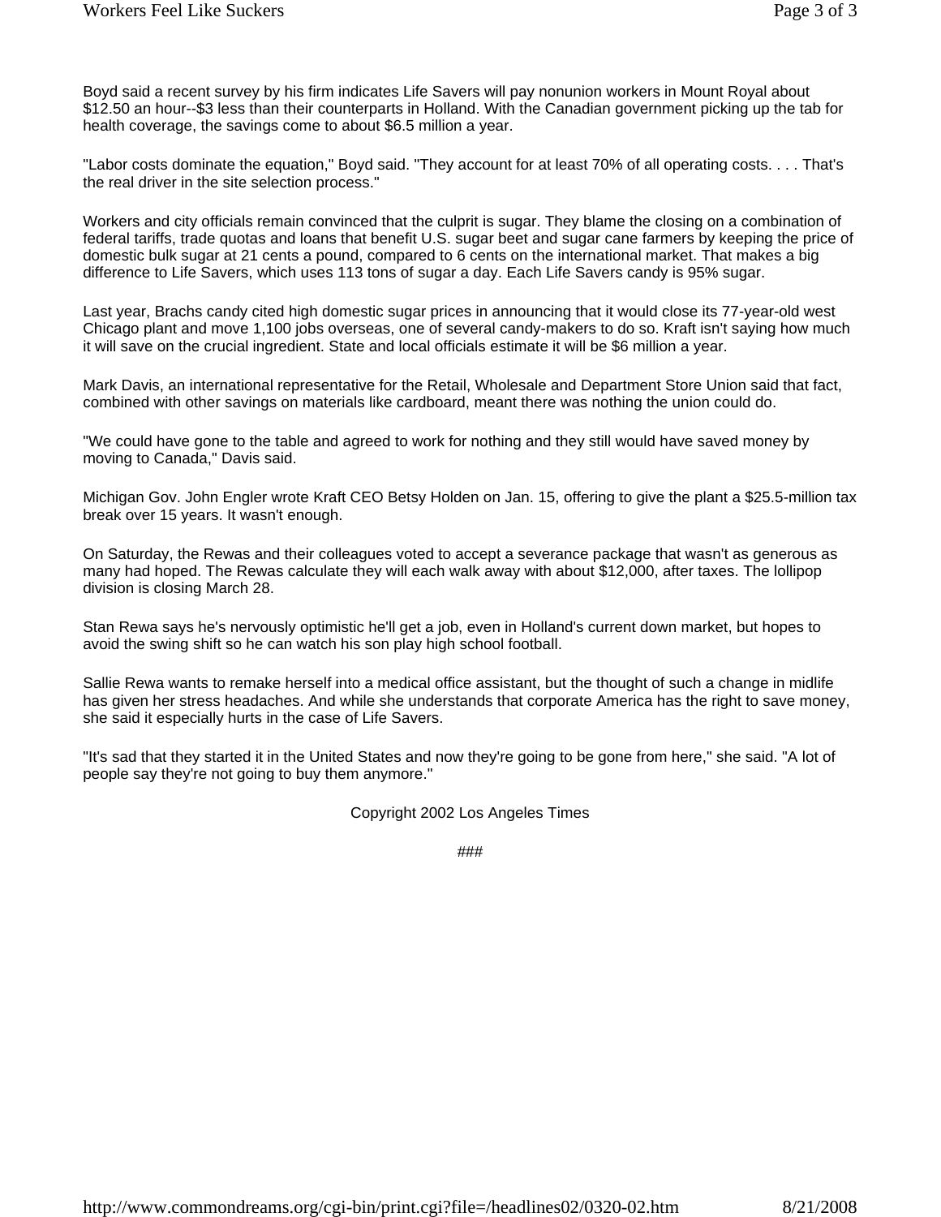Boyd said a recent survey by his firm indicates Life Savers will pay nonunion workers in Mount Royal about $12.50 an hour--$3 less than their counterparts in Holland. With the Canadian government picking up the tab for health coverage, the savings come to about $6.5 million a year.

"Labor costs dominate the equation," Boyd said. "They account for at least 70% of all operating costs. . . . That's the real driver in the site selection process."

Workers and city officials remain convinced that the culprit is sugar. They blame the closing on a combination of federal tariffs, trade quotas and loans that benefit U.S. sugar beet and sugar cane farmers by keeping the price of domestic bulk sugar at 21 cents a pound, compared to 6 cents on the international market. That makes a big difference to Life Savers, which uses 113 tons of sugar a day. Each Life Savers candy is 95% sugar.

Last year, Brachs candy cited high domestic sugar prices in announcing that it would close its 77-year-old west Chicago plant and move 1,100 jobs overseas, one of several candy-makers to do so. Kraft isn't saying how much it will save on the crucial ingredient. State and local officials estimate it will be $6 million a year.

Mark Davis, an international representative for the Retail, Wholesale and Department Store Union said that fact, combined with other savings on materials like cardboard, meant there was nothing the union could do.

"We could have gone to the table and agreed to work for nothing and they still would have saved money by moving to Canada," Davis said.

Michigan Gov. John Engler wrote Kraft CEO Betsy Holden on Jan. 15, offering to give the plant a $25.5-million tax break over 15 years. It wasn't enough.

On Saturday, the Rewas and their colleagues voted to accept a severance package that wasn't as generous as many had hoped. The Rewas calculate they will each walk away with about $12,000, after taxes. The lollipop division is closing March 28.

Stan Rewa says he's nervously optimistic he'll get a job, even in Holland's current down market, but hopes to avoid the swing shift so he can watch his son play high school football.

Sallie Rewa wants to remake herself into a medical office assistant, but the thought of such a change in midlife has given her stress headaches. And while she understands that corporate America has the right to save money, she said it especially hurts in the case of Life Savers.

"It's sad that they started it in the United States and now they're going to be gone from here," she said. "A lot of people say they're not going to buy them anymore."

Copyright 2002 Los Angeles Times

###